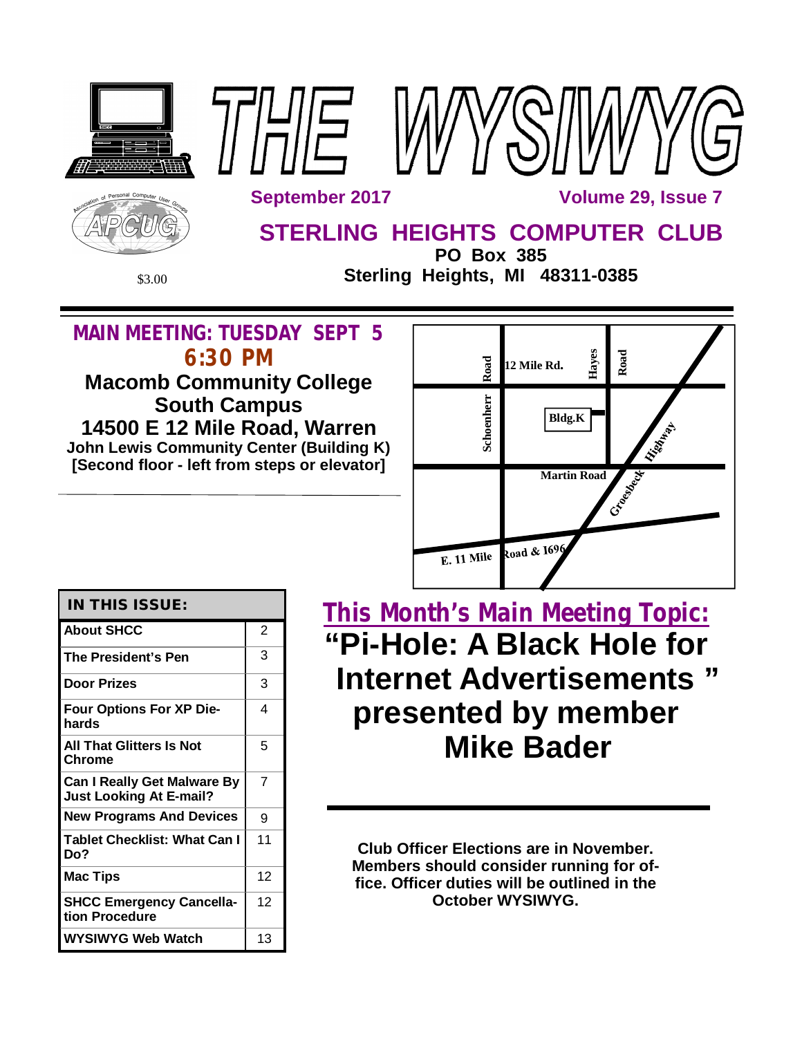# THE WYSIWYG

September 2017 — Volume 29, Issue 7

## STERLING HEIGHTS COMPUTER CLUB

**PO Box 385**
**Sterling Heights, MI 48311-0385**

$3.00

## MAIN MEETING: TUESDAY SEPT 5 6:30 PM

**Macomb Community College South Campus**
**14500 E 12 Mile Road, Warren**
**John Lewis Community Center (Building K)**
**[Second floor - left from steps or elevator]**

12 Mile Rd. | Schoenherr Road | Hayes Road | Bldg.K | Martin Road | Groesbeck Highway | E. 11 Mile Road & 1696

| IN THIS ISSUE: | |
|---|---|
| About SHCC | 2 |
| The President's Pen | 3 |
| Door Prizes | 3 |
| Four Options For XP Die-hards | 4 |
| All That Glitters Is Not Chrome | 5 |
| Can I Really Get Malware By Just Looking At E-mail? | 7 |
| New Programs And Devices | 9 |
| Tablet Checklist: What Can I Do? | 11 |
| Mac Tips | 12 |
| SHCC Emergency Cancellation Procedure | 12 |
| WYSIWYG Web Watch | 13 |

## This Month's Main Meeting Topic:

# "Pi-Hole: A Black Hole for Internet Advertisements " presented by member Mike Bader

**Club Officer Elections are in November. Members should consider running for office. Officer duties will be outlined in the October WYSIWYG.**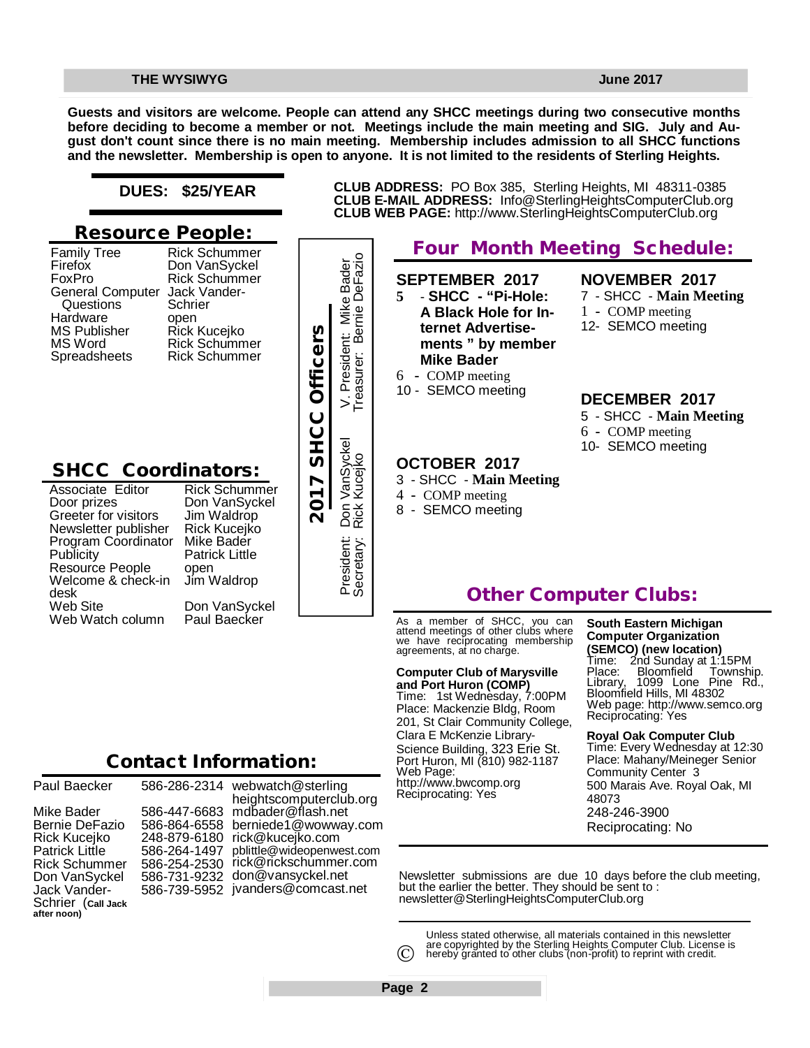**Guests and visitors are welcome. People can attend any SHCC meetings during two consecutive months before deciding to become a member or not. Meetings include the main meeting and SIG. July and August don't count since there is no main meeting. Membership includes admission to all SHCC functions and the newsletter. Membership is open to anyone. It is not limited to the residents of Sterling Heights.**

**DUES: $25/YEAR**

**CLUB ADDRESS:** PO Box 385, Sterling Heights, MI 48311-0385
**CLUB E-MAIL ADDRESS:** Info@SterlingHeightsComputerClub.org
**CLUB WEB PAGE:** http://www.SterlingHeightsComputerClub.org

## Resource People:

| | |
|---|---|
| Family Tree | Rick Schummer |
| Firefox | Don VanSyckel |
| FoxPro | Rick Schummer |
| General Computer Questions | Jack Vander-Schrier |
| Hardware | open |
| MS Publisher | Rick Kucejko |
| MS Word | Rick Schummer |
| Spreadsheets | Rick Schummer |

## SHCC Coordinators:

| | |
|---|---|
| Associate Editor | Rick Schummer |
| Door prizes | Don VanSyckel |
| Greeter for visitors | Jim Waldrop |
| Newsletter publisher | Rick Kucejko |
| Program Coordinator | Mike Bader |
| Publicity | Patrick Little |
| Resource People | open |
| Welcome & check-in desk | Jim Waldrop |
| Web Site | Don VanSyckel |
| Web Watch column | Paul Baecker |

## 2017 SHCC Officers

President: Don VanSyckel
V. President: Mike Bader
Secretary: Rick Kucejko
Treasurer: Bernie DeFazio

## Contact Information:

| | | |
|---|---|---|
| Paul Baecker | 586-286-2314 | webwatch@sterlingheightscomputerclub.org |
| Mike Bader | 586-447-6683 | mdbader@flash.net |
| Bernie DeFazio | 586-864-6558 | berniede1@wowway.com |
| Rick Kucejko | 248-879-6180 | rick@kucejko.com |
| Patrick Little | 586-264-1497 | pblittle@wideopenwest.com |
| Rick Schummer | 586-254-2530 | rick@rickschummer.com |
| Don VanSyckel | 586-731-9232 | don@vansyckel.net |
| Jack Vander-Schrier (**Call Jack after noon**) | 586-739-5952 | jvanders@comcast.net |

## Four Month Meeting Schedule:

**SEPTEMBER 2017**
5 - **SHCC - "Pi-Hole: A Black Hole for Internet Advertisements" by member Mike Bader**
6 - COMP meeting
10 - SEMCO meeting

**OCTOBER 2017**
3 - SHCC - **Main Meeting**
4 - COMP meeting
8 - SEMCO meeting

**NOVEMBER 2017**
7 - SHCC - **Main Meeting**
1 - COMP meeting
12- SEMCO meeting

**DECEMBER 2017**
5 - SHCC - **Main Meeting**
6 - COMP meeting
10- SEMCO meeting

## Other Computer Clubs:

As a member of SHCC, you can attend meetings of other clubs where we have reciprocating membership agreements, at no charge.

**Computer Club of Marysville and Port Huron (COMP)**
Time: 1st Wednesday, 7:00PM
Place: Mackenzie Bldg, Room 201, St Clair Community College, Clara E McKenzie Library-Science Building, 323 Erie St. Port Huron, MI (810) 982-1187
Web Page: http://www.bwcomp.org
Reciprocating: Yes

**South Eastern Michigan Computer Organization (SEMCO) (new location)**
Time: 2nd Sunday at 1:15PM
Place: Bloomfield Township. Library, 1099 Lone Pine Rd., Bloomfield Hills, MI 48302
Web page: http://www.semco.org
Reciprocating: Yes

**Royal Oak Computer Club**
Time: Every Wednesday at 12:30
Place: Mahany/Meineger Senior Community Center 3
500 Marais Ave. Royal Oak, MI 48073
248-246-3900
Reciprocating: No

Newsletter submissions are due 10 days before the club meeting, but the earlier the better. They should be sent to : newsletter@SterlingHeightsComputerClub.org

© Unless stated otherwise, all materials contained in this newsletter are copyrighted by the Sterling Heights Computer Club. License is hereby granted to other clubs (non-profit) to reprint with credit.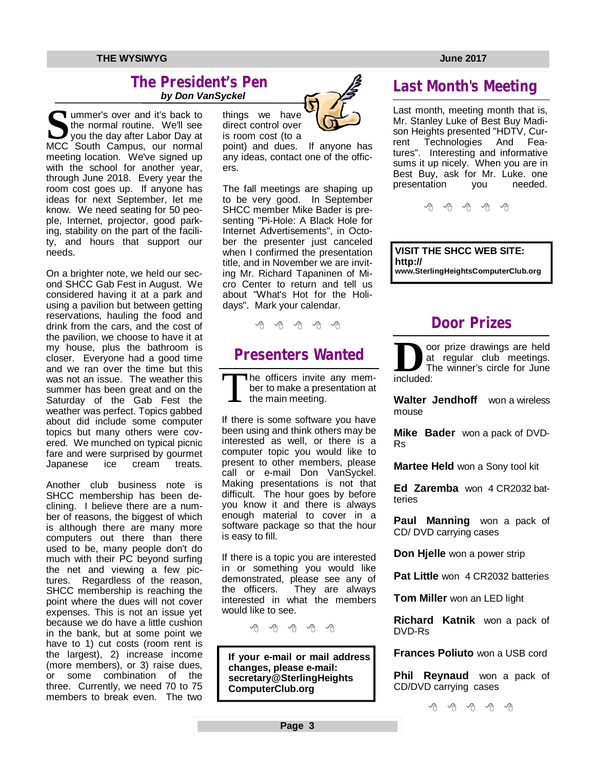## The President's Pen

***by Don VanSyckel***

Summer's over and it's back to the normal routine. We'll see you the day after Labor Day at MCC South Campus, our normal meeting location. We've signed up with the school for another year, through June 2018. Every year the room cost goes up. If anyone has ideas for next September, let me know. We need seating for 50 people, Internet, projector, good parking, stability on the part of the facility, and hours that support our needs.

On a brighter note, we held our second SHCC Gab Fest in August. We considered having it at a park and using a pavilion but between getting reservations, hauling the food and drink from the cars, and the cost of the pavilion, we choose to have it at my house, plus the bathroom is closer. Everyone had a good time and we ran over the time but this was not an issue. The weather this summer has been great and on the Saturday of the Gab Fest the weather was perfect. Topics gabbed about did include some computer topics but many others were covered. We munched on typical picnic fare and were surprised by gourmet Japanese ice cream treats.

Another club business note is SHCC membership has been declining. I believe there are a number of reasons, the biggest of which is although there are many more computers out there than there used to be, many people don't do much with their PC beyond surfing the net and viewing a few pictures. Regardless of the reason, SHCC membership is reaching the point where the dues will not cover expenses. This is not an issue yet because we do have a little cushion in the bank, but at some point we have to 1) cut costs (room rent is the largest), 2) increase income (more members), or 3) raise dues, or some combination of the three. Currently, we need 70 to 75 members to break even. The two things we have direct control over is room cost (to a point) and dues. If anyone has any ideas, contact one of the officers.

The fall meetings are shaping up to be very good. In September SHCC member Mike Bader is presenting "Pi-Hole: A Black Hole for Internet Advertisements", in October the presenter just canceled when I confirmed the presentation title, and in November we are inviting Mr. Richard Tapaninen of Micro Center to return and tell us about "What's Hot for the Holidays". Mark your calendar.

## Presenters Wanted

The officers invite any member to make a presentation at the main meeting.

If there is some software you have been using and think others may be interested as well, or there is a computer topic you would like to present to other members, please call or e-mail Don VanSyckel. Making presentations is not that difficult. The hour goes by before you know it and there is always enough material to cover in a software package so that the hour is easy to fill.

If there is a topic you are interested in or something you would like demonstrated, please see any of the officers. They are always interested in what the members would like to see.

**If your e-mail or mail address changes, please e-mail: secretary@SterlingHeights ComputerClub.org**

## Last Month's Meeting

Last month, meeting month that is, Mr. Stanley Luke of Best Buy Madison Heights presented "HDTV, Current Technologies And Features". Interesting and informative sums it up nicely. When you are in Best Buy, ask for Mr. Luke. one presentation you needed.

**VISIT THE SHCC WEB SITE: http:// www.SterlingHeightsComputerClub.org**

## Door Prizes

Door prize drawings are held at regular club meetings. The winner's circle for June included:

**Walter Jendhoff** won a wireless mouse

**Mike Bader** won a pack of DVD-Rs

**Martee Held** won a Sony tool kit

**Ed Zaremba** won 4 CR2032 batteries

**Paul Manning** won a pack of CD/ DVD carrying cases

**Don Hjelle** won a power strip

**Pat Little** won 4 CR2032 batteries

**Tom Miller** won an LED light

**Richard Katnik** won a pack of DVD-Rs

**Frances Poliuto** won a USB cord

**Phil Reynaud** won a pack of CD/DVD carrying cases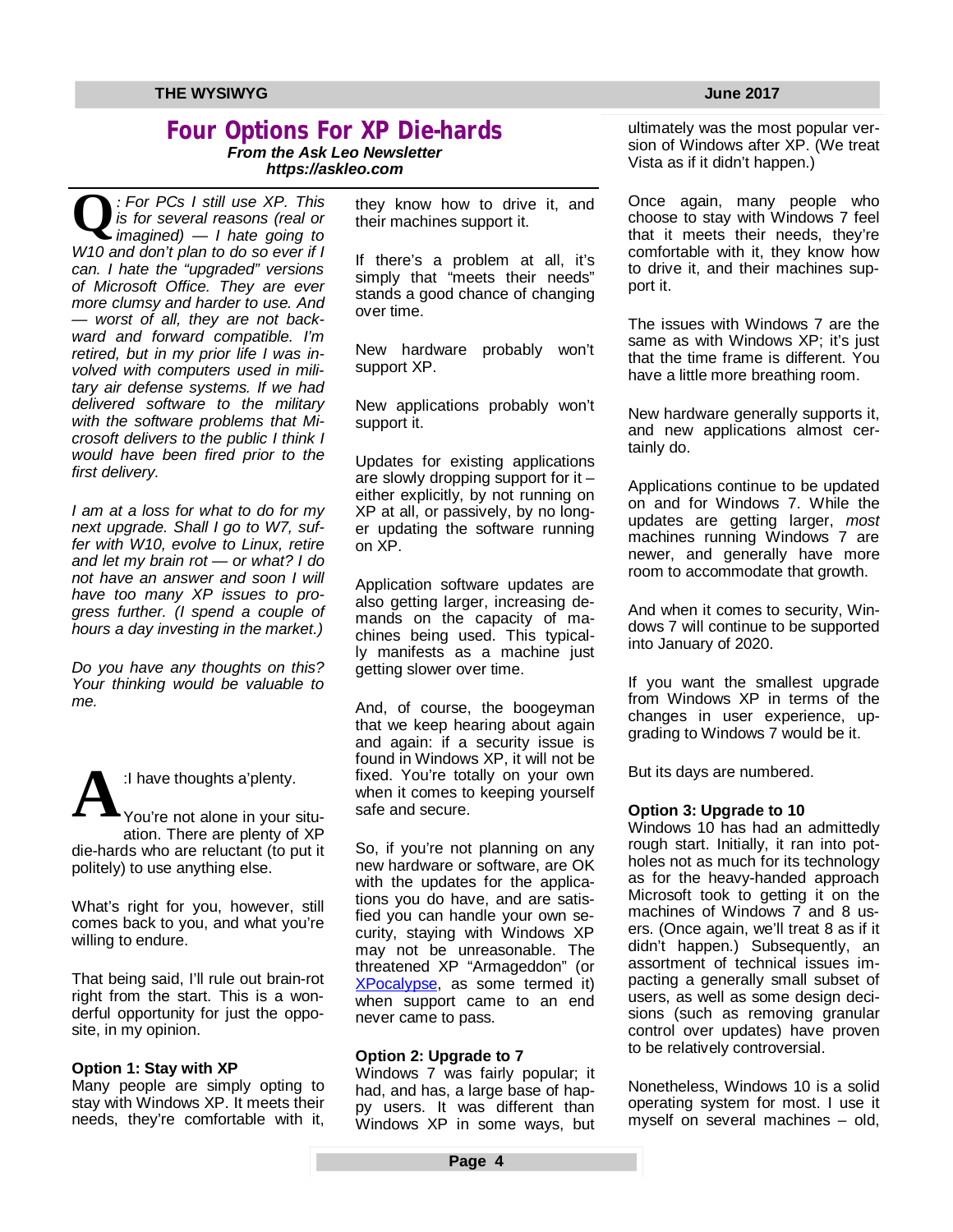# Four Options For XP Die-hards

***From the Ask Leo Newsletter***
***https://askleo.com***

***Q****: For PCs I still use XP. This is for several reasons (real or imagined) — I hate going to W10 and don't plan to do so ever if I can. I hate the "upgraded" versions of Microsoft Office. They are ever more clumsy and harder to use. And — worst of all, they are not backward and forward compatible. I'm retired, but in my prior life I was involved with computers used in military air defense systems. If we had delivered software to the military with the software problems that Microsoft delivers to the public I think I would have been fired prior to the first delivery.*

*I am at a loss for what to do for my next upgrade. Shall I go to W7, suffer with W10, evolve to Linux, retire and let my brain rot — or what? I do not have an answer and soon I will have too many XP issues to progress further. (I spend a couple of hours a day investing in the market.)*

*Do you have any thoughts on this? Your thinking would be valuable to me.*

**A**:I have thoughts a'plenty.

You're not alone in your situation. There are plenty of XP die-hards who are reluctant (to put it politely) to use anything else.

What's right for you, however, still comes back to you, and what you're willing to endure.

That being said, I'll rule out brain-rot right from the start. This is a wonderful opportunity for just the opposite, in my opinion.

**Option 1: Stay with XP**

Many people are simply opting to stay with Windows XP. It meets their needs, they're comfortable with it, they know how to drive it, and their machines support it.

If there's a problem at all, it's simply that "meets their needs" stands a good chance of changing over time.

New hardware probably won't support XP.

New applications probably won't support it.

Updates for existing applications are slowly dropping support for it – either explicitly, by not running on XP at all, or passively, by no longer updating the software running on XP.

Application software updates are also getting larger, increasing demands on the capacity of machines being used. This typically manifests as a machine just getting slower over time.

And, of course, the boogeyman that we keep hearing about again and again: if a security issue is found in Windows XP, it will not be fixed. You're totally on your own when it comes to keeping yourself safe and secure.

So, if you're not planning on any new hardware or software, are OK with the updates for the applications you do have, and are satisfied you can handle your own security, staying with Windows XP may not be unreasonable. The threatened XP "Armageddon" (or [XPocalypse](), as some termed it) when support came to an end never came to pass.

**Option 2: Upgrade to 7**

Windows 7 was fairly popular; it had, and has, a large base of happy users. It was different than Windows XP in some ways, but ultimately was the most popular version of Windows after XP. (We treat Vista as if it didn't happen.)

Once again, many people who choose to stay with Windows 7 feel that it meets their needs, they're comfortable with it, they know how to drive it, and their machines support it.

The issues with Windows 7 are the same as with Windows XP; it's just that the time frame is different. You have a little more breathing room.

New hardware generally supports it, and new applications almost certainly do.

Applications continue to be updated on and for Windows 7. While the updates are getting larger, *most* machines running Windows 7 are newer, and generally have more room to accommodate that growth.

And when it comes to security, Windows 7 will continue to be supported into January of 2020.

If you want the smallest upgrade from Windows XP in terms of the changes in user experience, upgrading to Windows 7 would be it.

But its days are numbered.

**Option 3: Upgrade to 10**

Windows 10 has had an admittedly rough start. Initially, it ran into potholes not as much for its technology as for the heavy-handed approach Microsoft took to getting it on the machines of Windows 7 and 8 users. (Once again, we'll treat 8 as if it didn't happen.) Subsequently, an assortment of technical issues impacting a generally small subset of users, as well as some design decisions (such as removing granular control over updates) have proven to be relatively controversial.

Nonetheless, Windows 10 is a solid operating system for most. I use it myself on several machines – old,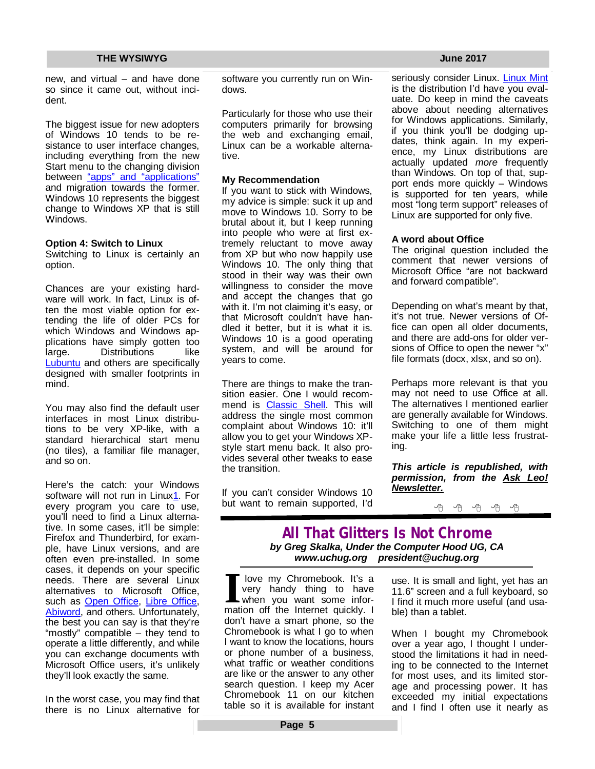new, and virtual – and have done so since it came out, without incident.

The biggest issue for new adopters of Windows 10 tends to be resistance to user interface changes, including everything from the new Start menu to the changing division between "apps" and "applications" and migration towards the former. Windows 10 represents the biggest change to Windows XP that is still Windows.

**Option 4: Switch to Linux**
Switching to Linux is certainly an option.

Chances are your existing hardware will work. In fact, Linux is often the most viable option for extending the life of older PCs for which Windows and Windows applications have simply gotten too large. Distributions like Lubuntu and others are specifically designed with smaller footprints in mind.

You may also find the default user interfaces in most Linux distributions to be very XP-like, with a standard hierarchical start menu (no tiles), a familiar file manager, and so on.

Here's the catch: your Windows software will not run in Linux1. For every program you care to use, you'll need to find a Linux alternative. In some cases, it'll be simple: Firefox and Thunderbird, for example, have Linux versions, and are often even pre-installed. In some cases, it depends on your specific needs. There are several Linux alternatives to Microsoft Office, such as Open Office, Libre Office, Abiword, and others. Unfortunately, the best you can say is that they're "mostly" compatible – they tend to operate a little differently, and while you can exchange documents with Microsoft Office users, it's unlikely they'll look exactly the same.

In the worst case, you may find that there is no Linux alternative for software you currently run on Windows.

Particularly for those who use their computers primarily for browsing the web and exchanging email, Linux can be a workable alternative.

**My Recommendation**
If you want to stick with Windows, my advice is simple: suck it up and move to Windows 10. Sorry to be brutal about it, but I keep running into people who were at first extremely reluctant to move away from XP but who now happily use Windows 10. The only thing that stood in their way was their own willingness to consider the move and accept the changes that go with it. I'm not claiming it's easy, or that Microsoft couldn't have handled it better, but it is what it is. Windows 10 is a good operating system, and will be around for years to come.

There are things to make the transition easier. One I would recommend is Classic Shell. This will address the single most common complaint about Windows 10: it'll allow you to get your Windows XP-style start menu back. It also provides several other tweaks to ease the transition.

If you can't consider Windows 10 but want to remain supported, I'd seriously consider Linux. Linux Mint is the distribution I'd have you evaluate. Do keep in mind the caveats above about needing alternatives for Windows applications. Similarly, if you think you'll be dodging updates, think again. In my experience, my Linux distributions are actually updated *more* frequently than Windows. On top of that, support ends more quickly – Windows is supported for ten years, while most "long term support" releases of Linux are supported for only five.

**A word about Office**
The original question included the comment that newer versions of Microsoft Office "are not backward and forward compatible".

Depending on what's meant by that, it's not true. Newer versions of Office can open all older documents, and there are add-ons for older versions of Office to open the newer "x" file formats (docx, xlsx, and so on).

Perhaps more relevant is that you may not need to use Office at all. The alternatives I mentioned earlier are generally available for Windows. Switching to one of them might make your life a little less frustrating.

***This article is republished, with permission, from the Ask Leo! Newsletter.***

## All That Glitters Is Not Chrome

***by Greg Skalka, Under the Computer Hood UG, CA***
***www.uchug.org president@uchug.org***

I love my Chromebook. It's a very handy thing to have when you want some information off the Internet quickly. I don't have a smart phone, so the Chromebook is what I go to when I want to know the locations, hours or phone number of a business, what traffic or weather conditions are like or the answer to any other search question. I keep my Acer Chromebook 11 on our kitchen table so it is available for instant use. It is small and light, yet has an 11.6" screen and a full keyboard, so I find it much more useful (and usable) than a tablet.

When I bought my Chromebook over a year ago, I thought I understood the limitations it had in needing to be connected to the Internet for most uses, and its limited storage and processing power. It has exceeded my initial expectations and I find I often use it nearly as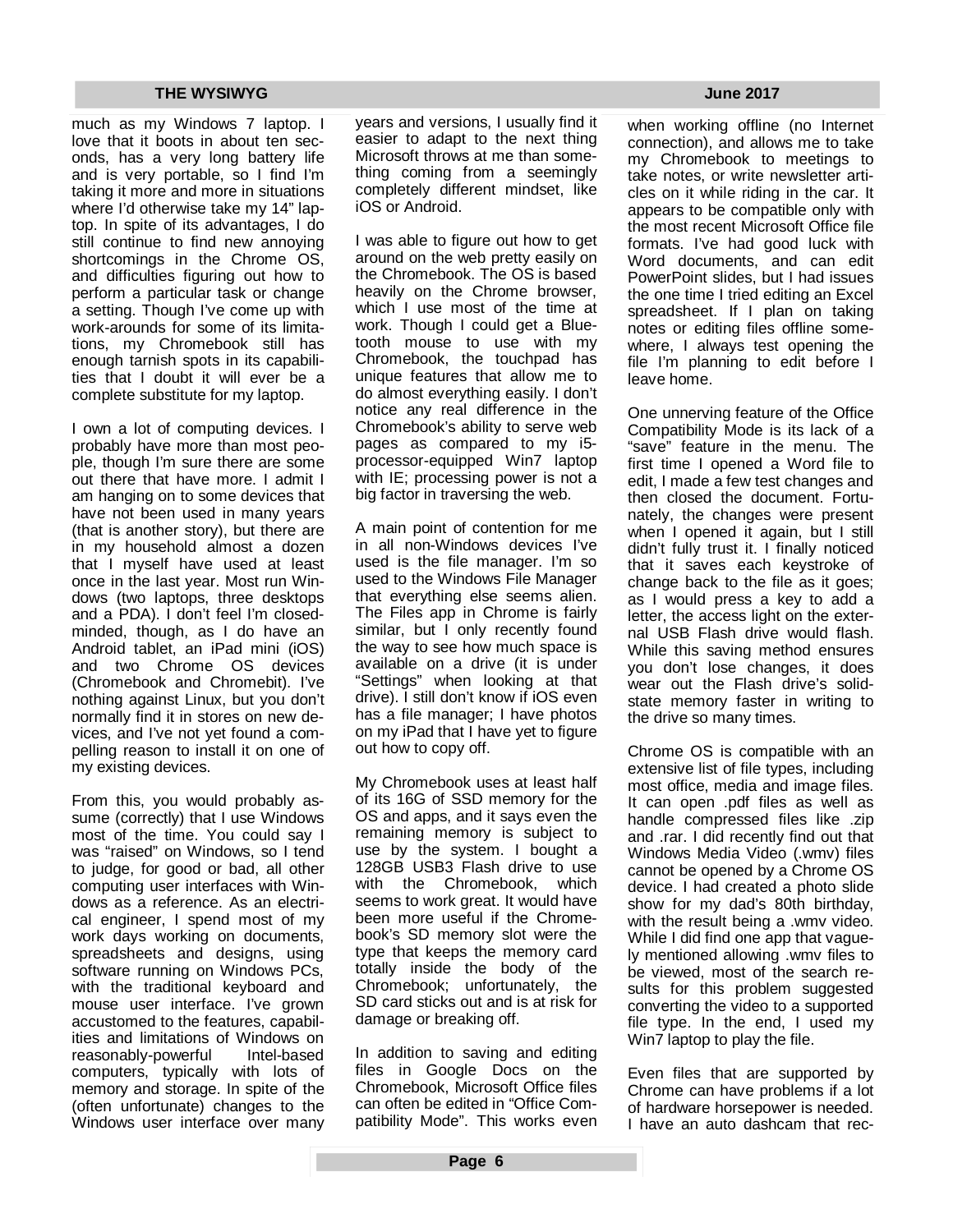much as my Windows 7 laptop. I love that it boots in about ten seconds, has a very long battery life and is very portable, so I find I'm taking it more and more in situations where I'd otherwise take my 14" laptop. In spite of its advantages, I do still continue to find new annoying shortcomings in the Chrome OS, and difficulties figuring out how to perform a particular task or change a setting. Though I've come up with work-arounds for some of its limitations, my Chromebook still has enough tarnish spots in its capabilities that I doubt it will ever be a complete substitute for my laptop.

I own a lot of computing devices. I probably have more than most people, though I'm sure there are some out there that have more. I admit I am hanging on to some devices that have not been used in many years (that is another story), but there are in my household almost a dozen that I myself have used at least once in the last year. Most run Windows (two laptops, three desktops and a PDA). I don't feel I'm closed-minded, though, as I do have an Android tablet, an iPad mini (iOS) and two Chrome OS devices (Chromebook and Chromebit). I've nothing against Linux, but you don't normally find it in stores on new devices, and I've not yet found a compelling reason to install it on one of my existing devices.

From this, you would probably assume (correctly) that I use Windows most of the time. You could say I was "raised" on Windows, so I tend to judge, for good or bad, all other computing user interfaces with Windows as a reference. As an electrical engineer, I spend most of my work days working on documents, spreadsheets and designs, using software running on Windows PCs, with the traditional keyboard and mouse user interface. I've grown accustomed to the features, capabilities and limitations of Windows on reasonably-powerful Intel-based computers, typically with lots of memory and storage. In spite of the (often unfortunate) changes to the Windows user interface over many years and versions, I usually find it easier to adapt to the next thing Microsoft throws at me than something coming from a seemingly completely different mindset, like iOS or Android.

I was able to figure out how to get around on the web pretty easily on the Chromebook. The OS is based heavily on the Chrome browser, which I use most of the time at work. Though I could get a Bluetooth mouse to use with my Chromebook, the touchpad has unique features that allow me to do almost everything easily. I don't notice any real difference in the Chromebook's ability to serve web pages as compared to my i5-processor-equipped Win7 laptop with IE; processing power is not a big factor in traversing the web.

A main point of contention for me in all non-Windows devices I've used is the file manager. I'm so used to the Windows File Manager that everything else seems alien. The Files app in Chrome is fairly similar, but I only recently found the way to see how much space is available on a drive (it is under "Settings" when looking at that drive). I still don't know if iOS even has a file manager; I have photos on my iPad that I have yet to figure out how to copy off.

My Chromebook uses at least half of its 16G of SSD memory for the OS and apps, and it says even the remaining memory is subject to use by the system. I bought a 128GB USB3 Flash drive to use with the Chromebook, which seems to work great. It would have been more useful if the Chromebook's SD memory slot were the type that keeps the memory card totally inside the body of the Chromebook; unfortunately, the SD card sticks out and is at risk for damage or breaking off.

In addition to saving and editing files in Google Docs on the Chromebook, Microsoft Office files can often be edited in "Office Compatibility Mode". This works even when working offline (no Internet connection), and allows me to take my Chromebook to meetings to take notes, or write newsletter articles on it while riding in the car. It appears to be compatible only with the most recent Microsoft Office file formats. I've had good luck with Word documents, and can edit PowerPoint slides, but I had issues the one time I tried editing an Excel spreadsheet. If I plan on taking notes or editing files offline somewhere, I always test opening the file I'm planning to edit before I leave home.

One unnerving feature of the Office Compatibility Mode is its lack of a "save" feature in the menu. The first time I opened a Word file to edit, I made a few test changes and then closed the document. Fortunately, the changes were present when I opened it again, but I still didn't fully trust it. I finally noticed that it saves each keystroke of change back to the file as it goes; as I would press a key to add a letter, the access light on the external USB Flash drive would flash. While this saving method ensures you don't lose changes, it does wear out the Flash drive's solid-state memory faster in writing to the drive so many times.

Chrome OS is compatible with an extensive list of file types, including most office, media and image files. It can open .pdf files as well as handle compressed files like .zip and .rar. I did recently find out that Windows Media Video (.wmv) files cannot be opened by a Chrome OS device. I had created a photo slide show for my dad's 80th birthday, with the result being a .wmv video. While I did find one app that vaguely mentioned allowing .wmv files to be viewed, most of the search results for this problem suggested converting the video to a supported file type. In the end, I used my Win7 laptop to play the file.

Even files that are supported by Chrome can have problems if a lot of hardware horsepower is needed. I have an auto dashcam that rec-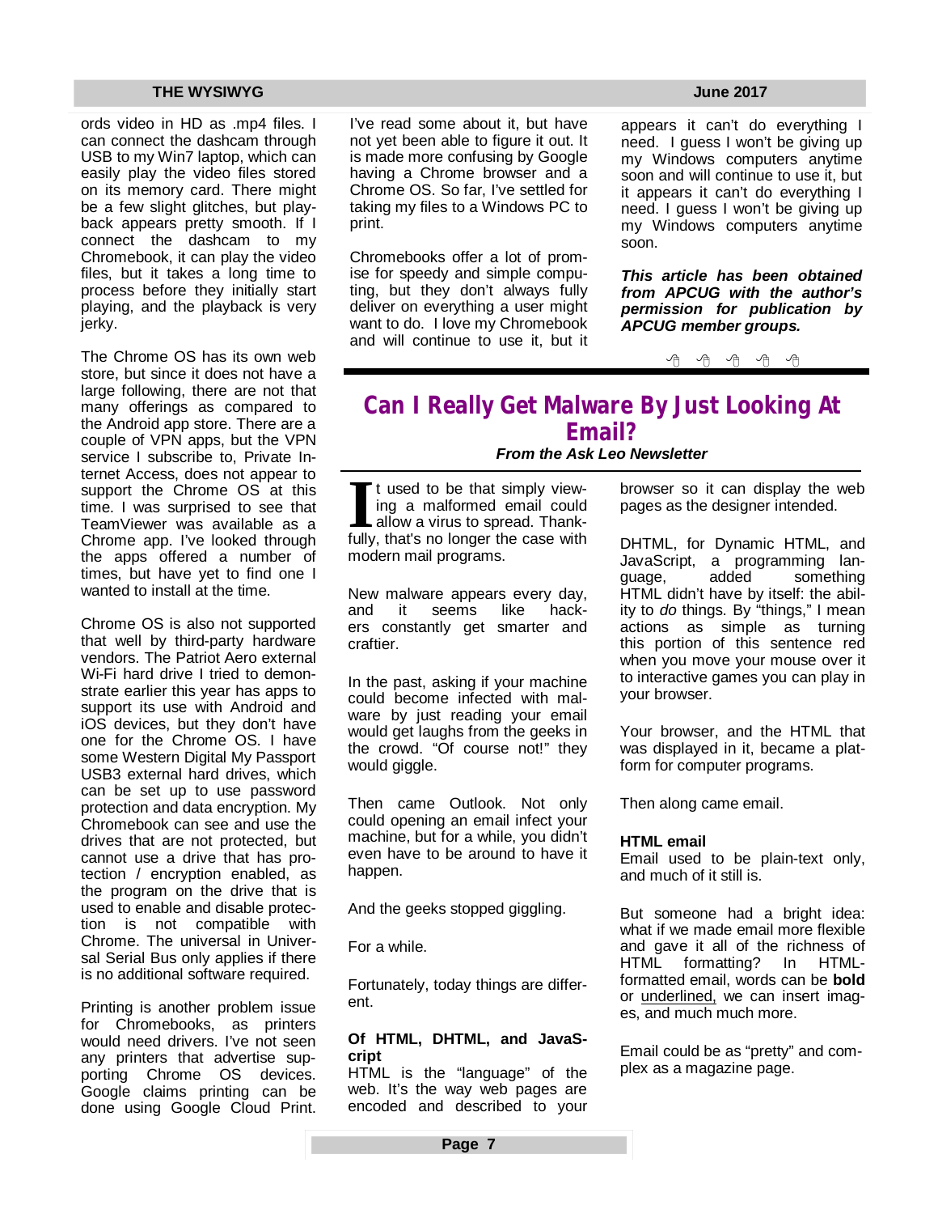ords video in HD as .mp4 files. I can connect the dashcam through USB to my Win7 laptop, which can easily play the video files stored on its memory card. There might be a few slight glitches, but playback appears pretty smooth. If I connect the dashcam to my Chromebook, it can play the video files, but it takes a long time to process before they initially start playing, and the playback is very jerky.

The Chrome OS has its own web store, but since it does not have a large following, there are not that many offerings as compared to the Android app store. There are a couple of VPN apps, but the VPN service I subscribe to, Private Internet Access, does not appear to support the Chrome OS at this time. I was surprised to see that TeamViewer was available as a Chrome app. I've looked through the apps offered a number of times, but have yet to find one I wanted to install at the time.

Chrome OS is also not supported that well by third-party hardware vendors. The Patriot Aero external Wi-Fi hard drive I tried to demonstrate earlier this year has apps to support its use with Android and iOS devices, but they don't have one for the Chrome OS. I have some Western Digital My Passport USB3 external hard drives, which can be set up to use password protection and data encryption. My Chromebook can see and use the drives that are not protected, but cannot use a drive that has protection / encryption enabled, as the program on the drive that is used to enable and disable protection is not compatible with Chrome. The universal in Universal Serial Bus only applies if there is no additional software required.

Printing is another problem issue for Chromebooks, as printers would need drivers. I've not seen any printers that advertise supporting Chrome OS devices. Google claims printing can be done using Google Cloud Print. I've read some about it, but have not yet been able to figure it out. It is made more confusing by Google having a Chrome browser and a Chrome OS. So far, I've settled for taking my files to a Windows PC to print.

Chromebooks offer a lot of promise for speedy and simple computing, but they don't always fully deliver on everything a user might want to do. I love my Chromebook and will continue to use it, but it appears it can't do everything I need. I guess I won't be giving up my Windows computers anytime soon and will continue to use it, but it appears it can't do everything I need. I guess I won't be giving up my Windows computers anytime soon.

***This article has been obtained from APCUG with the author's permission for publication by APCUG member groups.***

---

# Can I Really Get Malware By Just Looking At Email?

***From the Ask Leo Newsletter***

It used to be that simply viewing a malformed email could allow a virus to spread. Thankfully, that's no longer the case with modern mail programs.

New malware appears every day, and it seems like hackers constantly get smarter and craftier.

In the past, asking if your machine could become infected with malware by just reading your email would get laughs from the geeks in the crowd. "Of course not!" they would giggle.

Then came Outlook. Not only could opening an email infect your machine, but for a while, you didn't even have to be around to have it happen.

And the geeks stopped giggling.

For a while.

Fortunately, today things are different.

**Of HTML, DHTML, and JavaScript**

HTML is the "language" of the web. It's the way web pages are encoded and described to your browser so it can display the web pages as the designer intended.

DHTML, for Dynamic HTML, and JavaScript, a programming language, added something HTML didn't have by itself: the ability to *do* things. By "things," I mean actions as simple as turning this portion of this sentence red when you move your mouse over it to interactive games you can play in your browser.

Your browser, and the HTML that was displayed in it, became a platform for computer programs.

Then along came email.

**HTML email**

Email used to be plain-text only, and much of it still is.

But someone had a bright idea: what if we made email more flexible and gave it all of the richness of HTML formatting? In HTML-formatted email, words can be **bold** or <u>underlined,</u> we can insert images, and much much more.

Email could be as "pretty" and complex as a magazine page.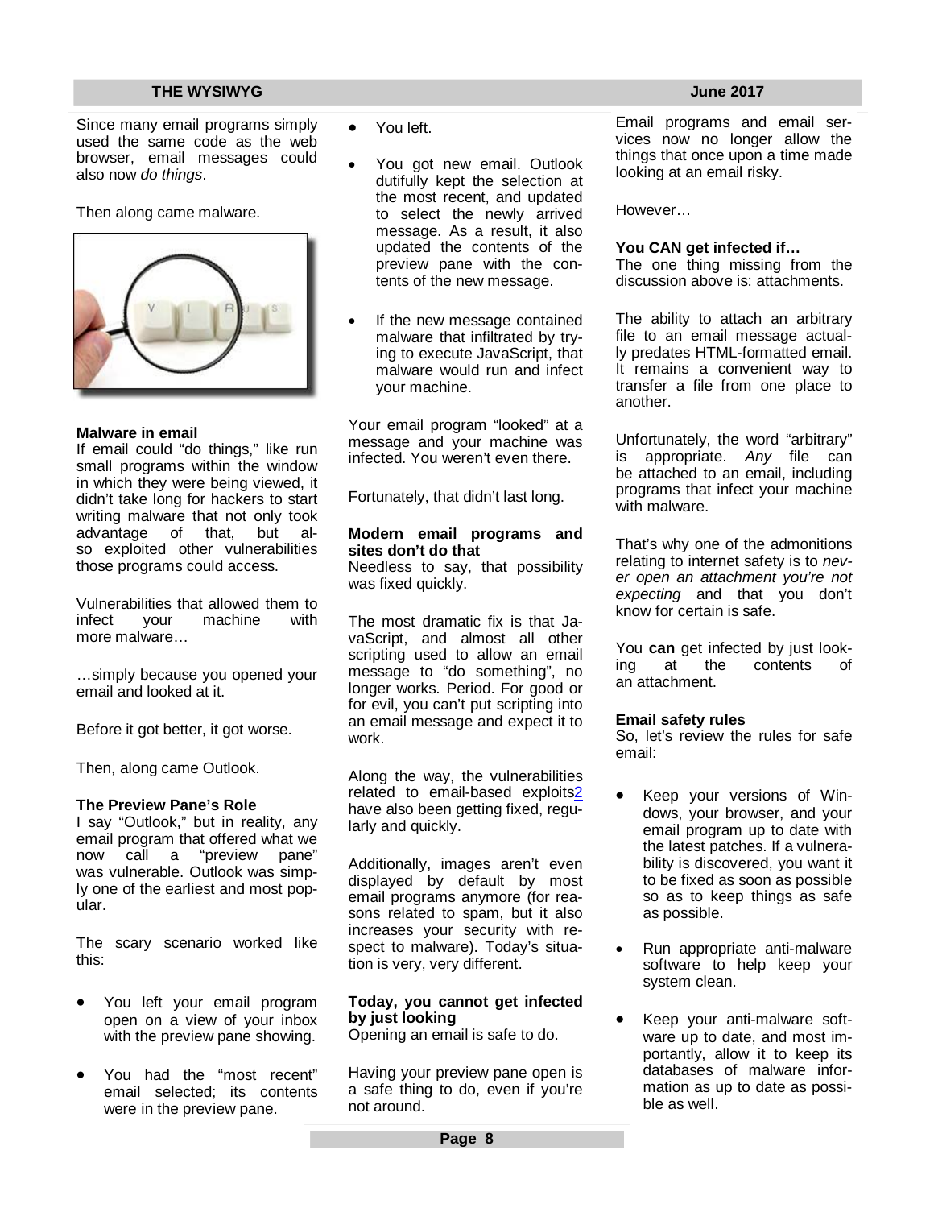Since many email programs simply used the same code as the web browser, email messages could also now *do things*.

Then along came malware.

### Malware in email

If email could "do things," like run small programs within the window in which they were being viewed, it didn't take long for hackers to start writing malware that not only took advantage of that, but also exploited other vulnerabilities those programs could access.

Vulnerabilities that allowed them to infect your machine with more malware…

…simply because you opened your email and looked at it.

Before it got better, it got worse.

Then, along came Outlook.

### The Preview Pane's Role

I say "Outlook," but in reality, any email program that offered what we now call a "preview pane" was vulnerable. Outlook was simply one of the earliest and most popular.

The scary scenario worked like this:

- You left your email program open on a view of your inbox with the preview pane showing.
- You had the "most recent" email selected; its contents were in the preview pane.
- You left.
- You got new email. Outlook dutifully kept the selection at the most recent, and updated to select the newly arrived message. As a result, it also updated the contents of the preview pane with the contents of the new message.
- If the new message contained malware that infiltrated by trying to execute JavaScript, that malware would run and infect your machine.

Your email program "looked" at a message and your machine was infected. You weren't even there.

Fortunately, that didn't last long.

### Modern email programs and sites don't do that

Needless to say, that possibility was fixed quickly.

The most dramatic fix is that JavaScript, and almost all other scripting used to allow an email message to "do something", no longer works. Period. For good or for evil, you can't put scripting into an email message and expect it to work.

Along the way, the vulnerabilities related to email-based exploits2 have also been getting fixed, regularly and quickly.

Additionally, images aren't even displayed by default by most email programs anymore (for reasons related to spam, but it also increases your security with respect to malware). Today's situation is very, very different.

### Today, you cannot get infected by just looking

Opening an email is safe to do.

Having your preview pane open is a safe thing to do, even if you're not around.

Email programs and email services now no longer allow the things that once upon a time made looking at an email risky.

However…

### You CAN get infected if…

The one thing missing from the discussion above is: attachments.

The ability to attach an arbitrary file to an email message actually predates HTML-formatted email. It remains a convenient way to transfer a file from one place to another.

Unfortunately, the word "arbitrary" is appropriate. *Any* file can be attached to an email, including programs that infect your machine with malware.

That's why one of the admonitions relating to internet safety is to *never open an attachment you're not expecting* and that you don't know for certain is safe.

You **can** get infected by just looking at the contents of an attachment.

### Email safety rules

So, let's review the rules for safe email:

- Keep your versions of Windows, your browser, and your email program up to date with the latest patches. If a vulnerability is discovered, you want it to be fixed as soon as possible so as to keep things as safe as possible.
- Run appropriate anti-malware software to help keep your system clean.
- Keep your anti-malware software up to date, and most importantly, allow it to keep its databases of malware information as up to date as possible as well.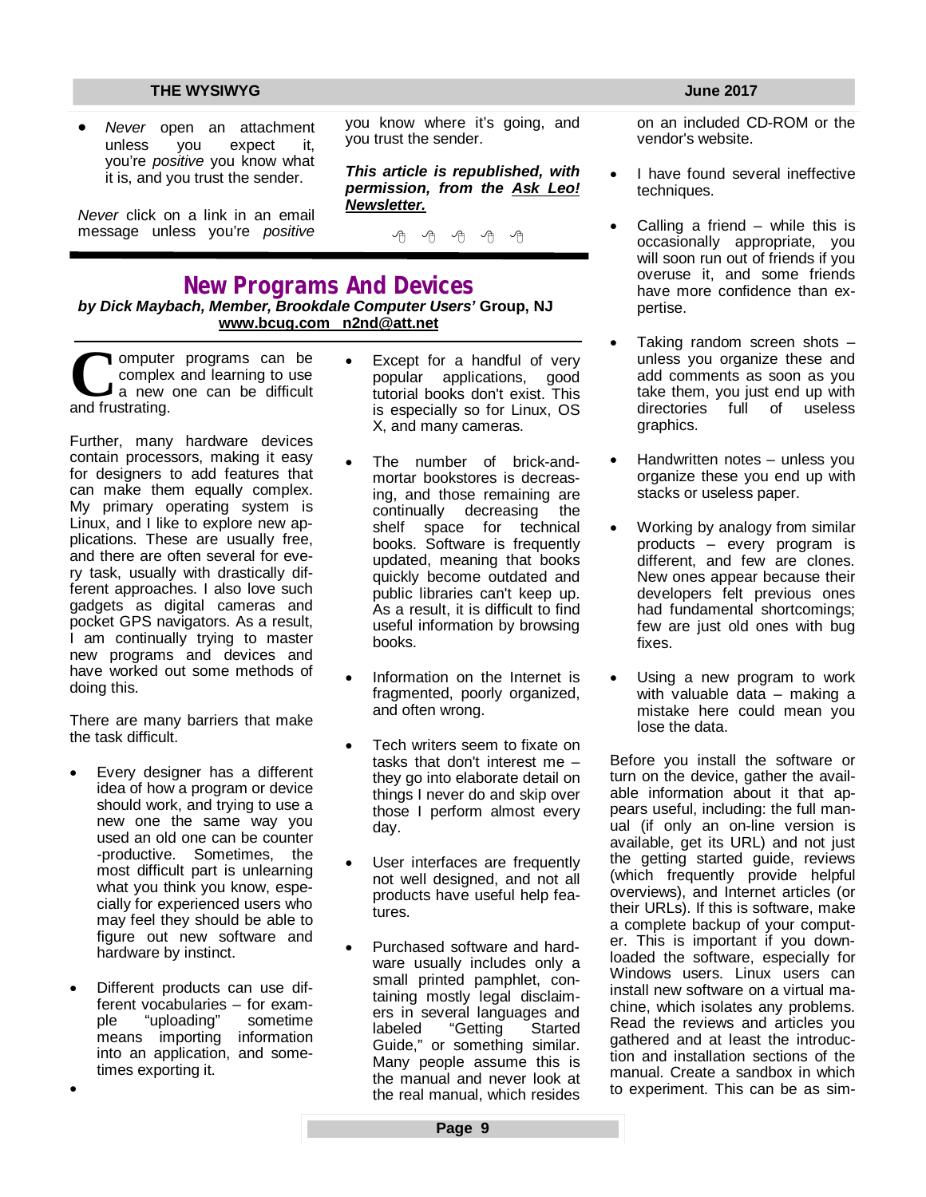- *Never* open an attachment unless you expect it, you're *positive* you know what it is, and you trust the sender.

*Never* click on a link in an email message unless you're *positive* you know where it's going, and you trust the sender.

***This article is republished, with permission, from the Ask Leo! Newsletter.***

# New Programs And Devices

***by Dick Maybach, Member, Brookdale Computer Users'* Group, NJ**
**www.bcug.com n2nd@att.net**

Computer programs can be complex and learning to use a new one can be difficult and frustrating.

Further, many hardware devices contain processors, making it easy for designers to add features that can make them equally complex. My primary operating system is Linux, and I like to explore new applications. These are usually free, and there are often several for every task, usually with drastically different approaches. I also love such gadgets as digital cameras and pocket GPS navigators. As a result, I am continually trying to master new programs and devices and have worked out some methods of doing this.

There are many barriers that make the task difficult.

- Every designer has a different idea of how a program or device should work, and trying to use a new one the same way you used an old one can be counter-productive. Sometimes, the most difficult part is unlearning what you think you know, especially for experienced users who may feel they should be able to figure out new software and hardware by instinct.
- Different products can use different vocabularies – for example "uploading" sometime means importing information into an application, and sometimes exporting it.
- Except for a handful of very popular applications, good tutorial books don't exist. This is especially so for Linux, OS X, and many cameras.
- The number of brick-and-mortar bookstores is decreasing, and those remaining are continually decreasing the shelf space for technical books. Software is frequently updated, meaning that books quickly become outdated and public libraries can't keep up. As a result, it is difficult to find useful information by browsing books.
- Information on the Internet is fragmented, poorly organized, and often wrong.
- Tech writers seem to fixate on tasks that don't interest me – they go into elaborate detail on things I never do and skip over those I perform almost every day.
- User interfaces are frequently not well designed, and not all products have useful help features.
- Purchased software and hardware usually includes only a small printed pamphlet, containing mostly legal disclaimers in several languages and labeled "Getting Started Guide," or something similar. Many people assume this is the manual and never look at the real manual, which resides on an included CD-ROM or the vendor's website.
- I have found several ineffective techniques.
- Calling a friend – while this is occasionally appropriate, you will soon run out of friends if you overuse it, and some friends have more confidence than expertise.
- Taking random screen shots – unless you organize these and add comments as soon as you take them, you just end up with directories full of useless graphics.
- Handwritten notes – unless you organize these you end up with stacks or useless paper.
- Working by analogy from similar products – every program is different, and few are clones. New ones appear because their developers felt previous ones had fundamental shortcomings; few are just old ones with bug fixes.
- Using a new program to work with valuable data – making a mistake here could mean you lose the data.

Before you install the software or turn on the device, gather the available information about it that appears useful, including: the full manual (if only an on-line version is available, get its URL) and not just the getting started guide, reviews (which frequently provide helpful overviews), and Internet articles (or their URLs). If this is software, make a complete backup of your computer. This is important if you downloaded the software, especially for Windows users. Linux users can install new software on a virtual machine, which isolates any problems. Read the reviews and articles you gathered and at least the introduction and installation sections of the manual. Create a sandbox in which to experiment. This can be as sim-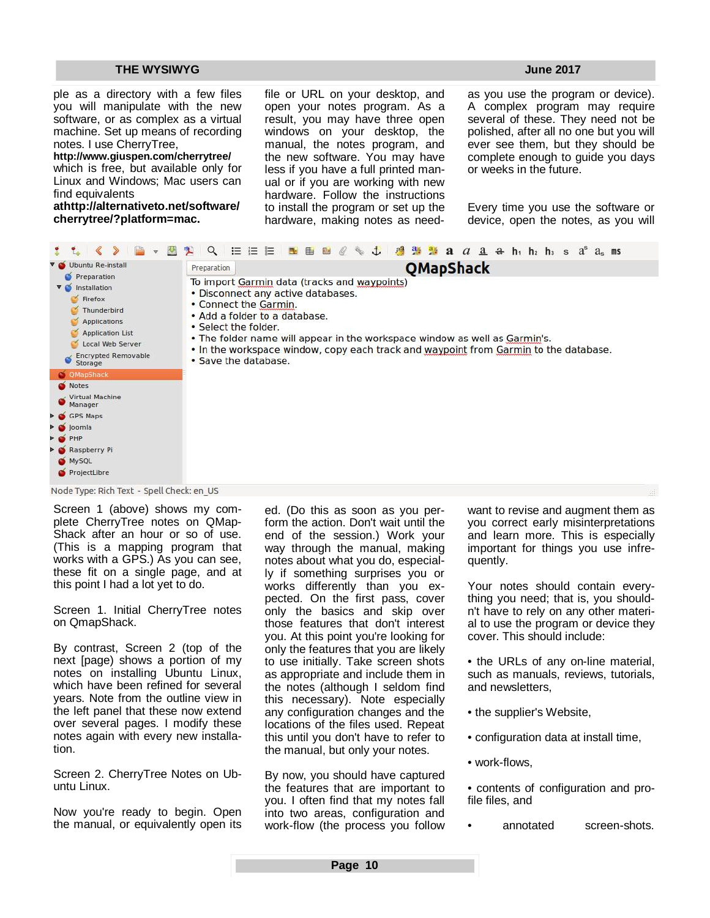ple as a directory with a few files you will manipulate with the new software, or as complex as a virtual machine. Set up means of recording notes. I use CherryTree, **http://www.giuspen.com/cherrytree/** which is free, but available only for Linux and Windows; Mac users can find equivalents **athttp://alternativeto.net/software/cherrytree/?platform=mac.**

file or URL on your desktop, and open your notes program. As a result, you may have three open windows on your desktop, the manual, the notes program, and the new software. You may have less if you have a full printed manual or if you are working with new hardware. Follow the instructions to install the program or set up the hardware, making notes as need-

as you use the program or device). A complex program may require several of these. They need not be polished, after all no one but you will ever see them, but they should be complete enough to guide you days or weeks in the future.

Every time you use the software or device, open the notes, as you will

Screen 1 (above) shows my complete CherryTree notes on QMapShack after an hour or so of use. (This is a mapping program that works with a GPS.) As you can see, these fit on a single page, and at this point I had a lot yet to do.

Screen 1. Initial CherryTree notes on QmapShack.

By contrast, Screen 2 (top of the next [page) shows a portion of my notes on installing Ubuntu Linux, which have been refined for several years. Note from the outline view in the left panel that these now extend over several pages. I modify these notes again with every new installation.

Screen 2. CherryTree Notes on Ubuntu Linux.

Now you're ready to begin. Open the manual, or equivalently open its

ed. (Do this as soon as you perform the action. Don't wait until the end of the session.) Work your way through the manual, making notes about what you do, especially if something surprises you or works differently than you expected. On the first pass, cover only the basics and skip over those features that don't interest you. At this point you're looking for only the features that you are likely to use initially. Take screen shots as appropriate and include them in the notes (although I seldom find this necessary). Note especially any configuration changes and the locations of the files used. Repeat this until you don't have to refer to the manual, but only your notes.

By now, you should have captured the features that are important to you. I often find that my notes fall into two areas, configuration and work-flow (the process you follow

want to revise and augment them as you correct early misinterpretations and learn more. This is especially important for things you use infrequently.

Your notes should contain everything you need; that is, you shouldn't have to rely on any other material to use the program or device they cover. This should include:

- the URLs of any on-line material, such as manuals, reviews, tutorials, and newsletters,
- the supplier's Website,
- configuration data at install time,
- work-flows,
- contents of configuration and profile files, and
- annotated screen-shots.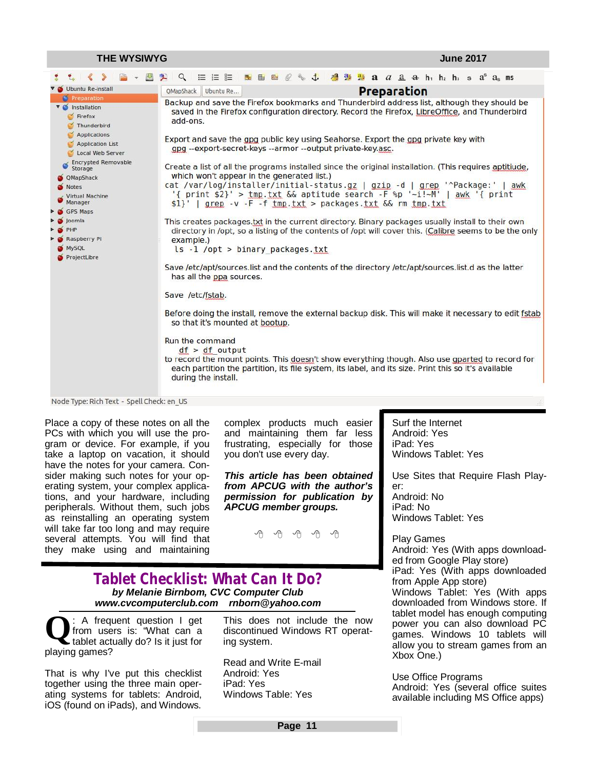Place a copy of these notes on all the PCs with which you will use the program or device. For example, if you take a laptop on vacation, it should have the notes for your camera. Consider making such notes for your operating system, your complex applications, and your hardware, including peripherals. Without them, such jobs as reinstalling an operating system will take far too long and may require several attempts. You will find that they make using and maintaining complex products much easier and maintaining them far less frustrating, especially for those you don't use every day.

***This article has been obtained from APCUG with the author's permission for publication by APCUG member groups.***

# Tablet Checklist: What Can It Do?

***by Melanie Birnbom, CVC Computer Club***
***www.cvcomputerclub.com rnborn@yahoo.com***

**Q**: A frequent question I get from users is: "What can a tablet actually do? Is it just for playing games?

That is why I've put this checklist together using the three main operating systems for tablets: Android, iOS (found on iPads), and Windows.

This does not include the now discontinued Windows RT operating system.

Read and Write E-mail
Android: Yes
iPad: Yes
Windows Table: Yes

Surf the Internet
Android: Yes
iPad: Yes
Windows Tablet: Yes

Use Sites that Require Flash Player:
Android: No
iPad: No
Windows Tablet: Yes

Play Games
Android: Yes (With apps downloaded from Google Play store)
iPad: Yes (With apps downloaded from Apple App store)
Windows Tablet: Yes (With apps downloaded from Windows store. If tablet model has enough computing power you can also download PC games. Windows 10 tablets will allow you to stream games from an Xbox One.)

Use Office Programs
Android: Yes (several office suites available including MS Office apps)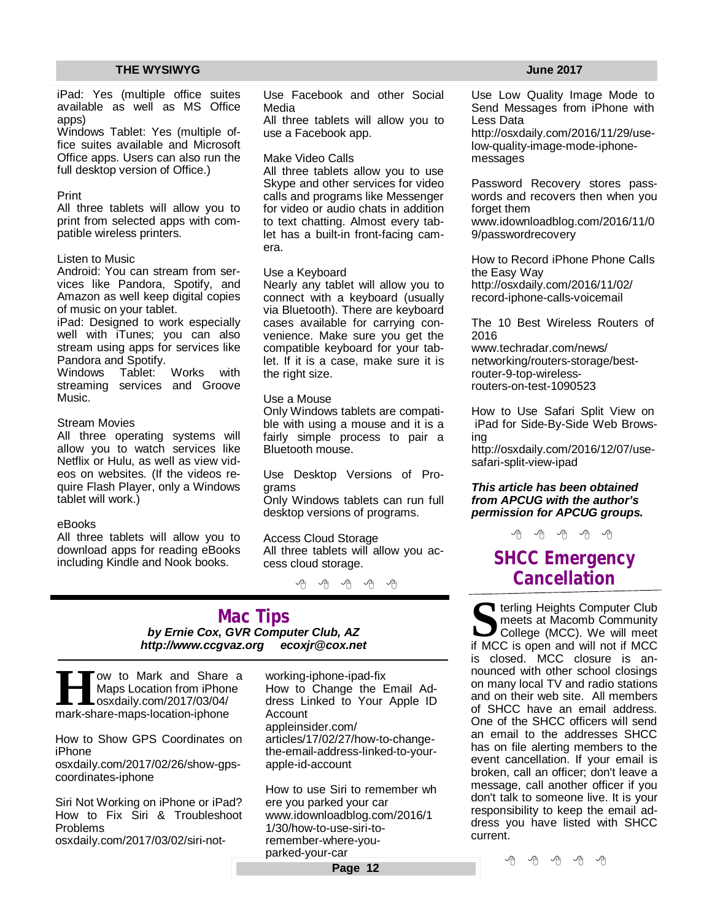iPad: Yes (multiple office suites available as well as MS Office apps)
Windows Tablet: Yes (multiple office suites available and Microsoft Office apps. Users can also run the full desktop version of Office.)

Print
All three tablets will allow you to print from selected apps with compatible wireless printers.

Listen to Music
Android: You can stream from services like Pandora, Spotify, and Amazon as well keep digital copies of music on your tablet.
iPad: Designed to work especially well with iTunes; you can also stream using apps for services like Pandora and Spotify.
Windows Tablet: Works with streaming services and Groove Music.

Stream Movies
All three operating systems will allow you to watch services like Netflix or Hulu, as well as view videos on websites. (If the videos require Flash Player, only a Windows tablet will work.)

eBooks
All three tablets will allow you to download apps for reading eBooks including Kindle and Nook books.

Use Facebook and other Social Media
All three tablets will allow you to use a Facebook app.

Make Video Calls
All three tablets allow you to use Skype and other services for video calls and programs like Messenger for video or audio chats in addition to text chatting. Almost every tablet has a built-in front-facing camera.

Use a Keyboard
Nearly any tablet will allow you to connect with a keyboard (usually via Bluetooth). There are keyboard cases available for carrying convenience. Make sure you get the compatible keyboard for your tablet. If it is a case, make sure it is the right size.

Use a Mouse
Only Windows tablets are compatible with using a mouse and it is a fairly simple process to pair a Bluetooth mouse.

Use Desktop Versions of Programs
Only Windows tablets can run full desktop versions of programs.

Access Cloud Storage
All three tablets will allow you access cloud storage.

## Mac Tips

***by Ernie Cox, GVR Computer Club, AZ***
***http://www.ccgvaz.org ecoxjr@cox.net***

How to Mark and Share a Maps Location from iPhone
osxdaily.com/2017/03/04/mark-share-maps-location-iphone

How to Show GPS Coordinates on iPhone
osxdaily.com/2017/02/26/show-gps-coordinates-iphone

Siri Not Working on iPhone or iPad? How to Fix Siri & Troubleshoot Problems
osxdaily.com/2017/03/02/siri-not-working-iphone-ipad-fix

How to Change the Email Address Linked to Your Apple ID Account
appleinsider.com/articles/17/02/27/how-to-change-the-email-address-linked-to-your-apple-id-account

How to use Siri to remember where you parked your car
www.idownloadblog.com/2016/11/30/how-to-use-siri-to-remember-where-you-parked-your-car

Use Low Quality Image Mode to Send Messages from iPhone with Less Data
http://osxdaily.com/2016/11/29/use-low-quality-image-mode-iphone-messages

Password Recovery stores passwords and recovers then when you forget them
www.idownloadblog.com/2016/11/09/passwordrecovery

How to Record iPhone Phone Calls the Easy Way
http://osxdaily.com/2016/11/02/record-iphone-calls-voicemail

The 10 Best Wireless Routers of 2016
www.techradar.com/news/networking/routers-storage/best-router-9-top-wireless-routers-on-test-1090523

How to Use Safari Split View on iPad for Side-By-Side Web Browsing
http://osxdaily.com/2016/12/07/use-safari-split-view-ipad

***This article has been obtained from APCUG with the author's permission for APCUG groups.***

## SHCC Emergency Cancellation

Sterling Heights Computer Club meets at Macomb Community College (MCC). We will meet if MCC is open and will not if MCC is closed. MCC closure is announced with other school closings on many local TV and radio stations and on their web site. All members of SHCC have an email address. One of the SHCC officers will send an email to the addresses SHCC has on file alerting members to the event cancellation. If your email is broken, call an officer; don't leave a message, call another officer if you don't talk to someone live. It is your responsibility to keep the email address you have listed with SHCC current.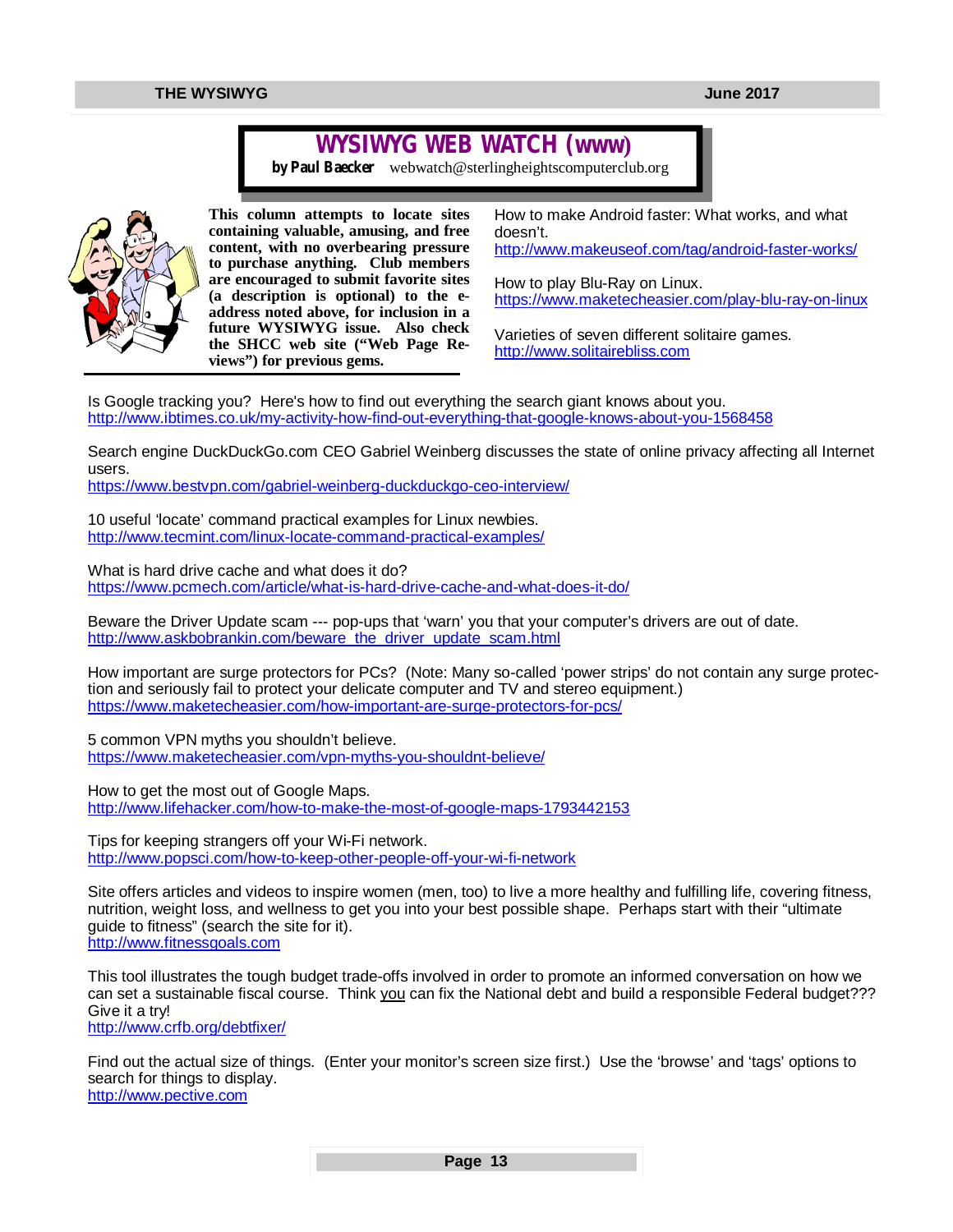# WYSIWYG WEB WATCH (www)

**by Paul Baecker** webwatch@sterlingheightscomputerclub.org

**This column attempts to locate sites containing valuable, amusing, and free content, with no overbearing pressure to purchase anything. Club members are encouraged to submit favorite sites (a description is optional) to the e-address noted above, for inclusion in a future WYSIWYG issue. Also check the SHCC web site ("Web Page Reviews") for previous gems.**

How to make Android faster: What works, and what doesn't.
http://www.makeuseof.com/tag/android-faster-works/

How to play Blu-Ray on Linux.
https://www.maketecheasier.com/play-blu-ray-on-linux

Varieties of seven different solitaire games.
http://www.solitairebliss.com

Is Google tracking you? Here's how to find out everything the search giant knows about you.
http://www.ibtimes.co.uk/my-activity-how-find-out-everything-that-google-knows-about-you-1568458

Search engine DuckDuckGo.com CEO Gabriel Weinberg discusses the state of online privacy affecting all Internet users.
https://www.bestvpn.com/gabriel-weinberg-duckduckgo-ceo-interview/

10 useful 'locate' command practical examples for Linux newbies.
http://www.tecmint.com/linux-locate-command-practical-examples/

What is hard drive cache and what does it do?
https://www.pcmech.com/article/what-is-hard-drive-cache-and-what-does-it-do/

Beware the Driver Update scam --- pop-ups that 'warn' you that your computer's drivers are out of date.
http://www.askbobrankin.com/beware_the_driver_update_scam.html

How important are surge protectors for PCs? (Note: Many so-called 'power strips' do not contain any surge protection and seriously fail to protect your delicate computer and TV and stereo equipment.)
https://www.maketecheasier.com/how-important-are-surge-protectors-for-pcs/

5 common VPN myths you shouldn't believe.
https://www.maketecheasier.com/vpn-myths-you-shouldnt-believe/

How to get the most out of Google Maps.
http://www.lifehacker.com/how-to-make-the-most-of-google-maps-1793442153

Tips for keeping strangers off your Wi-Fi network.
http://www.popsci.com/how-to-keep-other-people-off-your-wi-fi-network

Site offers articles and videos to inspire women (men, too) to live a more healthy and fulfilling life, covering fitness, nutrition, weight loss, and wellness to get you into your best possible shape. Perhaps start with their "ultimate guide to fitness" (search the site for it).
http://www.fitnessgoals.com

This tool illustrates the tough budget trade-offs involved in order to promote an informed conversation on how we can set a sustainable fiscal course. Think you can fix the National debt and build a responsible Federal budget??? Give it a try!
http://www.crfb.org/debtfixer/

Find out the actual size of things. (Enter your monitor's screen size first.) Use the 'browse' and 'tags' options to search for things to display.
http://www.pective.com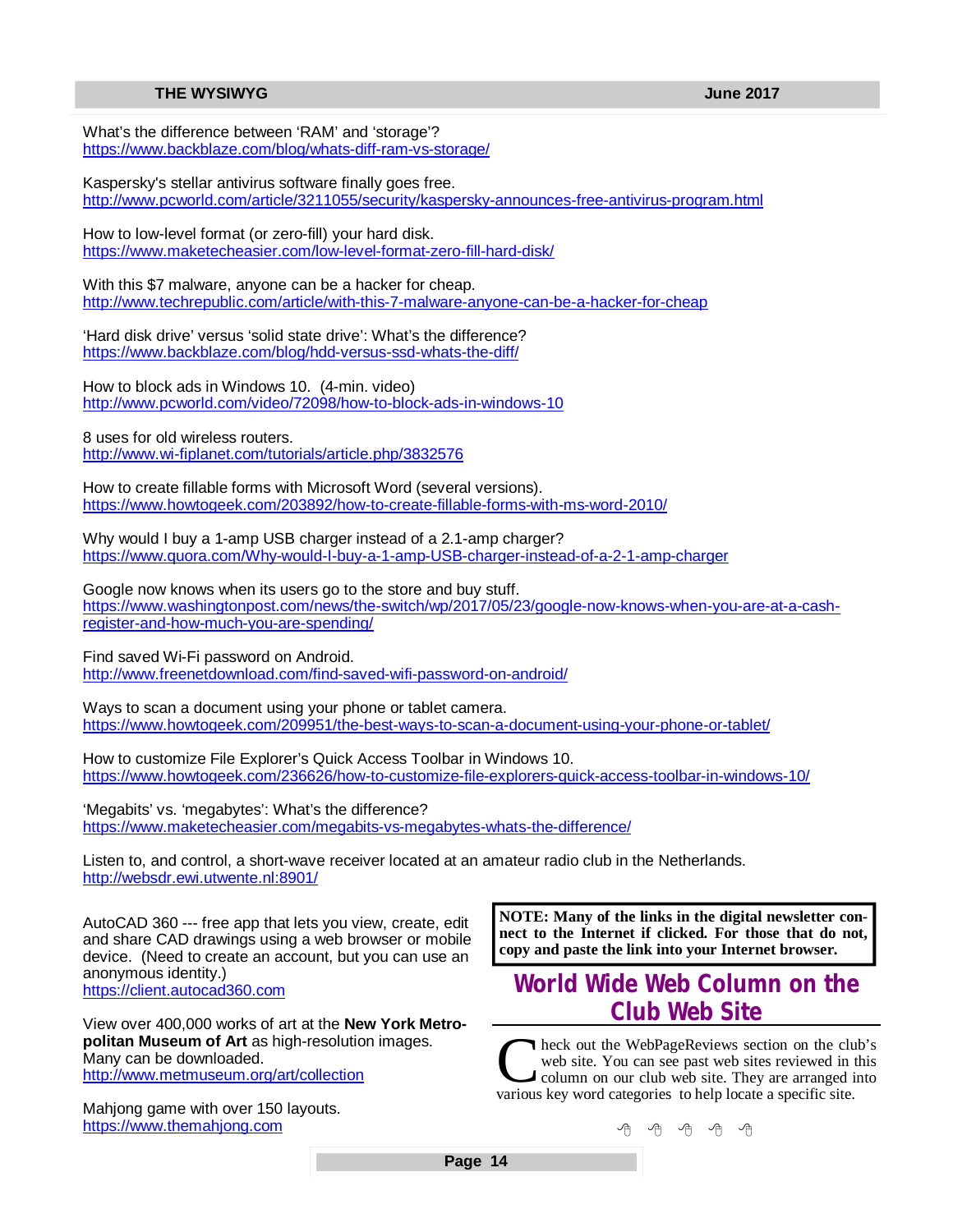What's the difference between 'RAM' and 'storage'?
https://www.backblaze.com/blog/whats-diff-ram-vs-storage/

Kaspersky's stellar antivirus software finally goes free.
http://www.pcworld.com/article/3211055/security/kaspersky-announces-free-antivirus-program.html

How to low-level format (or zero-fill) your hard disk.
https://www.maketecheasier.com/low-level-format-zero-fill-hard-disk/

With this $7 malware, anyone can be a hacker for cheap.
http://www.techrepublic.com/article/with-this-7-malware-anyone-can-be-a-hacker-for-cheap

'Hard disk drive' versus 'solid state drive': What's the difference?
https://www.backblaze.com/blog/hdd-versus-ssd-whats-the-diff/

How to block ads in Windows 10. (4-min. video)
http://www.pcworld.com/video/72098/how-to-block-ads-in-windows-10

8 uses for old wireless routers.
http://www.wi-fiplanet.com/tutorials/article.php/3832576

How to create fillable forms with Microsoft Word (several versions).
https://www.howtogeek.com/203892/how-to-create-fillable-forms-with-ms-word-2010/

Why would I buy a 1-amp USB charger instead of a 2.1-amp charger?
https://www.quora.com/Why-would-I-buy-a-1-amp-USB-charger-instead-of-a-2-1-amp-charger

Google now knows when its users go to the store and buy stuff.
https://www.washingtonpost.com/news/the-switch/wp/2017/05/23/google-now-knows-when-you-are-at-a-cash-register-and-how-much-you-are-spending/

Find saved Wi-Fi password on Android.
http://www.freenetdownload.com/find-saved-wifi-password-on-android/

Ways to scan a document using your phone or tablet camera.
https://www.howtogeek.com/209951/the-best-ways-to-scan-a-document-using-your-phone-or-tablet/

How to customize File Explorer's Quick Access Toolbar in Windows 10.
https://www.howtogeek.com/236626/how-to-customize-file-explorers-quick-access-toolbar-in-windows-10/

'Megabits' vs. 'megabytes': What's the difference?
https://www.maketecheasier.com/megabits-vs-megabytes-whats-the-difference/

Listen to, and control, a short-wave receiver located at an amateur radio club in the Netherlands.
http://websdr.ewi.utwente.nl:8901/

AutoCAD 360 --- free app that lets you view, create, edit and share CAD drawings using a web browser or mobile device. (Need to create an account, but you can use an anonymous identity.)
https://client.autocad360.com

View over 400,000 works of art at the **New York Metropolitan Museum of Art** as high-resolution images. Many can be downloaded.
http://www.metmuseum.org/art/collection

Mahjong game with over 150 layouts.
https://www.themahjong.com

**NOTE: Many of the links in the digital newsletter connect to the Internet if clicked. For those that do not, copy and paste the link into your Internet browser.**

## World Wide Web Column on the Club Web Site

Check out the WebPageReviews section on the club's web site. You can see past web sites reviewed in this column on our club web site. They are arranged into various key word categories to help locate a specific site.